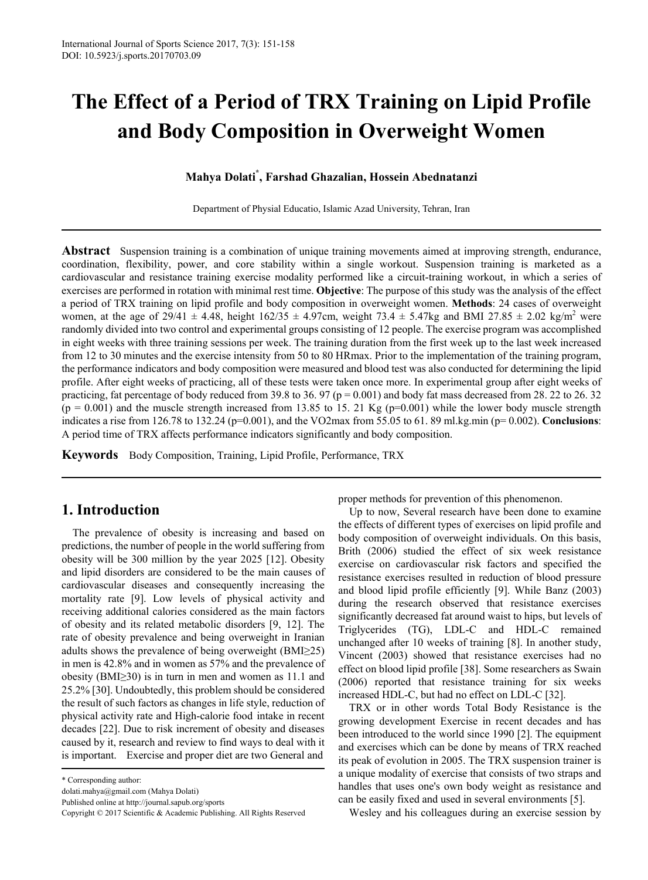# The Effect of a Period of TRX Training on Lipid Profile and Body Composition in Overweight Women

**Mahya Dolati[*], Farshad Ghazalian, Hossein Abednatanzi**

Department of Physial Educatio, Islamic Azad University, Tehran, Iran

**Abstract** Suspension training is a combination of unique training movements aimed at improving strength, endurance, coordination, flexibility, power, and core stability within a single workout. Suspension training is marketed as a cardiovascular and resistance training exercise modality performed like a circuit-training workout, in which a series of exercises are performed in rotation with minimal rest time. **Objective**: The purpose of this study was the analysis of the effect a period of TRX training on lipid profile and body composition in overweight women. **Methods**: 24 cases of overweight women, at the age of 29/41 ± 4.48, height 162/35 ± 4.97cm, weight 73.4 ± 5.47kg and BMI 27.85 ± 2.02 kg/m$^2$ were randomly divided into two control and experimental groups consisting of 12 people. The exercise program was accomplished in eight weeks with three training sessions per week. The training duration from the first week up to the last week increased from 12 to 30 minutes and the exercise intensity from 50 to 80 HRmax. Prior to the implementation of the training program, the performance indicators and body composition were measured and blood test was also conducted for determining the lipid profile. After eight weeks of practicing, all of these tests were taken once more. In experimental group after eight weeks of practicing, fat percentage of body reduced from 39.8 to 36. 97 ($p = 0.001$) and body fat mass decreased from 28. 22 to 26. 32 ($p = 0.001$) and the muscle strength increased from 13.85 to 15. 21 Kg ($p=0.001$) while the lower body muscle strength indicates a rise from 126.78 to 132.24 ($p=0.001$), and the VO2max from 55.05 to 61. 89 ml.kg.min ($p= 0.002$). **Conclusions**: A period time of TRX affects performance indicators significantly and body composition.

**Keywords** Body Composition, Training, Lipid Profile, Performance, TRX

## 1. Introduction

The prevalence of obesity is increasing and based on predictions, the number of people in the world suffering from obesity will be 300 million by the year 2025 [12]. Obesity and lipid disorders are considered to be the main causes of cardiovascular diseases and consequently increasing the mortality rate [9]. Low levels of physical activity and receiving additional calories considered as the main factors of obesity and its related metabolic disorders [9, 12]. The rate of obesity prevalence and being overweight in Iranian adults shows the prevalence of being overweight (BMI≥25) in men is 42.8% and in women as 57% and the prevalence of obesity (BMI≥30) is in turn in men and women as 11.1 and 25.2% [30]. Undoubtedly, this problem should be considered the result of such factors as changes in life style, reduction of physical activity rate and High-calorie food intake in recent decades [22]. Due to risk increment of obesity and diseases caused by it, research and review to find ways to deal with it is important. Exercise and proper diet are two General and proper methods for prevention of this phenomenon.

Up to now, Several research have been done to examine the effects of different types of exercises on lipid profile and body composition of overweight individuals. On this basis, Brith (2006) studied the effect of six week resistance exercise on cardiovascular risk factors and specified the resistance exercises resulted in reduction of blood pressure and blood lipid profile efficiently [9]. While Banz (2003) during the research observed that resistance exercises significantly decreased fat around waist to hips, but levels of Triglycerides (TG), LDL-C and HDL-C remained unchanged after 10 weeks of training [8]. In another study, Vincent (2003) showed that resistance exercises had no effect on blood lipid profile [38]. Some researchers as Swain (2006) reported that resistance training for six weeks increased HDL-C, but had no effect on LDL-C [32].

TRX or in other words Total Body Resistance is the growing development Exercise in recent decades and has been introduced to the world since 1990 [2]. The equipment and exercises which can be done by means of TRX reached its peak of evolution in 2005. The TRX suspension trainer is a unique modality of exercise that consists of two straps and handles that uses one's own body weight as resistance and can be easily fixed and used in several environments [5].

Wesley and his colleagues during an exercise session by

\* Corresponding author:

dolati.mahya@gmail.com (Mahya Dolati)

Published online at http://journal.sapub.org/sports

Copyright © 2017 Scientific & Academic Publishing. All Rights Reserved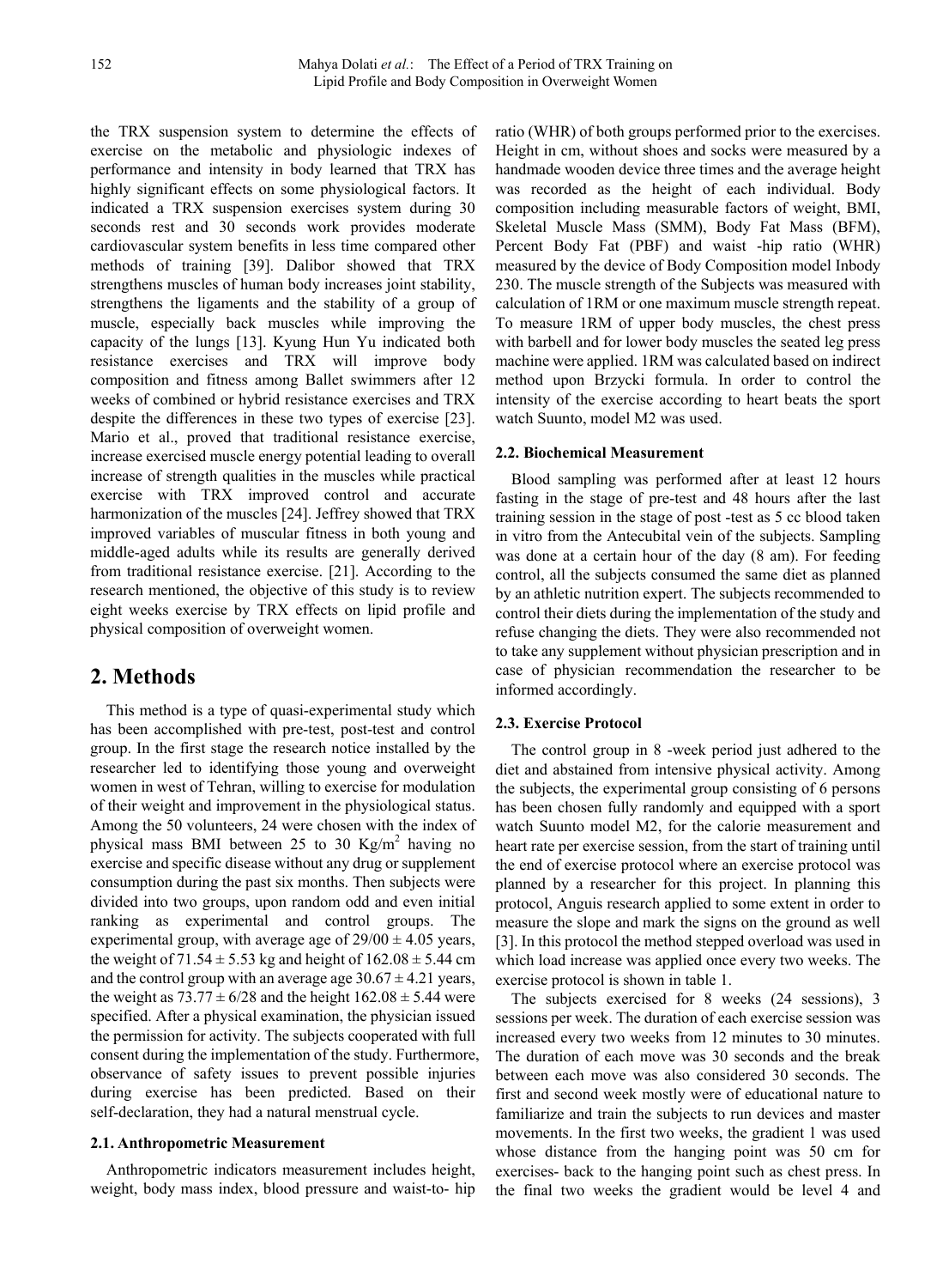the TRX suspension system to determine the effects of exercise on the metabolic and physiologic indexes of performance and intensity in body learned that TRX has highly significant effects on some physiological factors. It indicated a TRX suspension exercises system during 30 seconds rest and 30 seconds work provides moderate cardiovascular system benefits in less time compared other methods of training [39]. Dalibor showed that TRX strengthens muscles of human body increases joint stability, strengthens the ligaments and the stability of a group of muscle, especially back muscles while improving the capacity of the lungs [13]. Kyung Hun Yu indicated both resistance exercises and TRX will improve body composition and fitness among Ballet swimmers after 12 weeks of combined or hybrid resistance exercises and TRX despite the differences in these two types of exercise [23]. Mario et al., proved that traditional resistance exercise, increase exercised muscle energy potential leading to overall increase of strength qualities in the muscles while practical exercise with TRX improved control and accurate harmonization of the muscles [24]. Jeffrey showed that TRX improved variables of muscular fitness in both young and middle-aged adults while its results are generally derived from traditional resistance exercise. [21]. According to the research mentioned, the objective of this study is to review eight weeks exercise by TRX effects on lipid profile and physical composition of overweight women.

## 2. Methods

This method is a type of quasi-experimental study which has been accomplished with pre-test, post-test and control group. In the first stage the research notice installed by the researcher led to identifying those young and overweight women in west of Tehran, willing to exercise for modulation of their weight and improvement in the physiological status. Among the 50 volunteers, 24 were chosen with the index of physical mass BMI between 25 to 30 Kg/m$^2$ having no exercise and specific disease without any drug or supplement consumption during the past six months. Then subjects were divided into two groups, upon random odd and even initial ranking as experimental and control groups. The experimental group, with average age of $29/00 \pm 4.05$ years, the weight of $71.54 \pm 5.53$ kg and height of $162.08 \pm 5.44$ cm and the control group with an average age $30.67 \pm 4.21$ years, the weight as $73.77 \pm 6/28$ and the height $162.08 \pm 5.44$ were specified. After a physical examination, the physician issued the permission for activity. The subjects cooperated with full consent during the implementation of the study. Furthermore, observance of safety issues to prevent possible injuries during exercise has been predicted. Based on their self-declaration, they had a natural menstrual cycle.

### 2.1. Anthropometric Measurement

Anthropometric indicators measurement includes height, weight, body mass index, blood pressure and waist-to- hip ratio (WHR) of both groups performed prior to the exercises. Height in cm, without shoes and socks were measured by a handmade wooden device three times and the average height was recorded as the height of each individual. Body composition including measurable factors of weight, BMI, Skeletal Muscle Mass (SMM), Body Fat Mass (BFM), Percent Body Fat (PBF) and waist -hip ratio (WHR) measured by the device of Body Composition model Inbody 230. The muscle strength of the Subjects was measured with calculation of 1RM or one maximum muscle strength repeat. To measure 1RM of upper body muscles, the chest press with barbell and for lower body muscles the seated leg press machine were applied. 1RM was calculated based on indirect method upon Brzycki formula. In order to control the intensity of the exercise according to heart beats the sport watch Suunto, model M2 was used.

### 2.2. Biochemical Measurement

Blood sampling was performed after at least 12 hours fasting in the stage of pre-test and 48 hours after the last training session in the stage of post -test as 5 cc blood taken in vitro from the Antecubital vein of the subjects. Sampling was done at a certain hour of the day (8 am). For feeding control, all the subjects consumed the same diet as planned by an athletic nutrition expert. The subjects recommended to control their diets during the implementation of the study and refuse changing the diets. They were also recommended not to take any supplement without physician prescription and in case of physician recommendation the researcher to be informed accordingly.

### 2.3. Exercise Protocol

The control group in 8 -week period just adhered to the diet and abstained from intensive physical activity. Among the subjects, the experimental group consisting of 6 persons has been chosen fully randomly and equipped with a sport watch Suunto model M2, for the calorie measurement and heart rate per exercise session, from the start of training until the end of exercise protocol where an exercise protocol was planned by a researcher for this project. In planning this protocol, Anguis research applied to some extent in order to measure the slope and mark the signs on the ground as well [3]. In this protocol the method stepped overload was used in which load increase was applied once every two weeks. The exercise protocol is shown in table 1.

The subjects exercised for 8 weeks (24 sessions), 3 sessions per week. The duration of each exercise session was increased every two weeks from 12 minutes to 30 minutes. The duration of each move was 30 seconds and the break between each move was also considered 30 seconds. The first and second week mostly were of educational nature to familiarize and train the subjects to run devices and master movements. In the first two weeks, the gradient 1 was used whose distance from the hanging point was 50 cm for exercises- back to the hanging point such as chest press. In the final two weeks the gradient would be level 4 and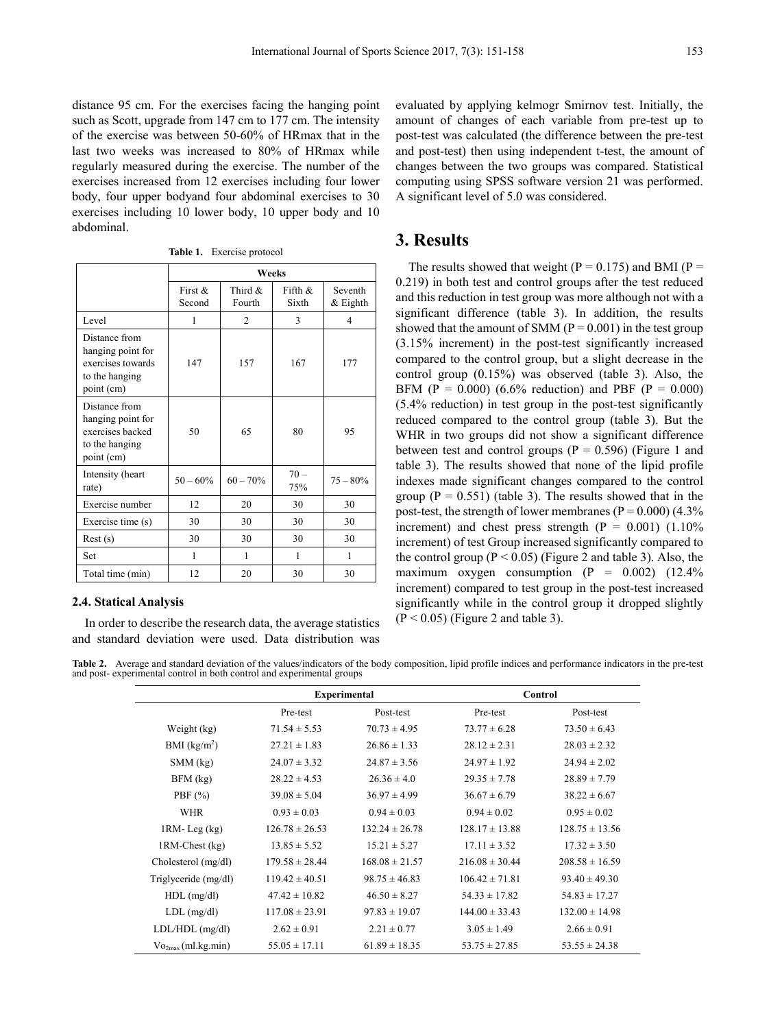distance 95 cm. For the exercises facing the hanging point such as Scott, upgrade from 147 cm to 177 cm. The intensity of the exercise was between 50-60% of HRmax that in the last two weeks was increased to 80% of HRmax while regularly measured during the exercise. The number of the exercises increased from 12 exercises including four lower body, four upper bodyand four abdominal exercises to 30 exercises including 10 lower body, 10 upper body and 10 abdominal.

**Table 1.** Exercise protocol

| | Weeks | | | |
|---|---|---|---|---|
| | First & Second | Third & Fourth | Fifth & Sixth | Seventh & Eighth |
| Level | 1 | 2 | 3 | 4 |
| Distance from hanging point for exercises towards to the hanging point (cm) | 147 | 157 | 167 | 177 |
| Distance from hanging point for exercises backed to the hanging point (cm) | 50 | 65 | 80 | 95 |
| Intensity (heart rate) | 50 – 60% | 60 – 70% | 70 – 75% | 75 – 80% |
| Exercise number | 12 | 20 | 30 | 30 |
| Exercise time (s) | 30 | 30 | 30 | 30 |
| Rest (s) | 30 | 30 | 30 | 30 |
| Set | 1 | 1 | 1 | 1 |
| Total time (min) | 12 | 20 | 30 | 30 |

### 2.4. Statical Analysis

In order to describe the research data, the average statistics and standard deviation were used. Data distribution was evaluated by applying kelmogr Smirnov test. Initially, the amount of changes of each variable from pre-test up to post-test was calculated (the difference between the pre-test and post-test) then using independent t-test, the amount of changes between the two groups was compared. Statistical computing using SPSS software version 21 was performed. A significant level of 5.0 was considered.

## 3. Results

The results showed that weight ($P = 0.175$) and BMI ($P = 0.219$) in both test and control groups after the test reduced and this reduction in test group was more although not with a significant difference (table 3). In addition, the results showed that the amount of SMM ($P = 0.001$) in the test group (3.15% increment) in the post-test significantly increased compared to the control group, but a slight decrease in the control group (0.15%) was observed (table 3). Also, the BFM ($P = 0.000$) (6.6% reduction) and PBF ($P = 0.000$) (5.4% reduction) in test group in the post-test significantly reduced compared to the control group (table 3). But the WHR in two groups did not show a significant difference between test and control groups ($P = 0.596$) (Figure 1 and table 3). The results showed that none of the lipid profile indexes made significant changes compared to the control group ($P = 0.551$) (table 3). The results showed that in the post-test, the strength of lower membranes ($P = 0.000$) (4.3% increment) and chest press strength ($P = 0.001$) (1.10% increment) of test Group increased significantly compared to the control group ($P < 0.05$) (Figure 2 and table 3). Also, the maximum oxygen consumption ($P = 0.002$) (12.4% increment) compared to test group in the post-test increased significantly while in the control group it dropped slightly ($P < 0.05$) (Figure 2 and table 3).

**Table 2.** Average and standard deviation of the values/indicators of the body composition, lipid profile indices and performance indicators in the pre-test and post- experimental control in both control and experimental groups

| | Experimental | | Control | |
|---|---|---|---|---|
| | Pre-test | Post-test | Pre-test | Post-test |
| Weight (kg) | 71.54 ± 5.53 | 70.73 ± 4.95 | 73.77 ± 6.28 | 73.50 ± 6.43 |
| BMI (kg/m$^2$) | 27.21 ± 1.83 | 26.86 ± 1.33 | 28.12 ± 2.31 | 28.03 ± 2.32 |
| SMM (kg) | 24.07 ± 3.32 | 24.87 ± 3.56 | 24.97 ± 1.92 | 24.94 ± 2.02 |
| BFM (kg) | 28.22 ± 4.53 | 26.36 ± 4.0 | 29.35 ± 7.78 | 28.89 ± 7.79 |
| PBF (%) | 39.08 ± 5.04 | 36.97 ± 4.99 | 36.67 ± 6.79 | 38.22 ± 6.67 |
| WHR | 0.93 ± 0.03 | 0.94 ± 0.03 | 0.94 ± 0.02 | 0.95 ± 0.02 |
| 1RM- Leg (kg) | 126.78 ± 26.53 | 132.24 ± 26.78 | 128.17 ± 13.88 | 128.75 ± 13.56 |
| 1RM-Chest (kg) | 13.85 ± 5.52 | 15.21 ± 5.27 | 17.11 ± 3.52 | 17.32 ± 3.50 |
| Cholesterol (mg/dl) | 179.58 ± 28.44 | 168.08 ± 21.57 | 216.08 ± 30.44 | 208.58 ± 16.59 |
| Triglyceride (mg/dl) | 119.42 ± 40.51 | 98.75 ± 46.83 | 106.42 ± 71.81 | 93.40 ± 49.30 |
| HDL (mg/dl) | 47.42 ± 10.82 | 46.50 ± 8.27 | 54.33 ± 17.82 | 54.83 ± 17.27 |
| LDL (mg/dl) | 117.08 ± 23.91 | 97.83 ± 19.07 | 144.00 ± 33.43 | 132.00 ± 14.98 |
| LDL/HDL (mg/dl) | 2.62 ± 0.91 | 2.21 ± 0.77 | 3.05 ± 1.49 | 2.66 ± 0.91 |
| $Vo_{2max}$ (ml.kg.min) | 55.05 ± 17.11 | 61.89 ± 18.35 | 53.75 ± 27.85 | 53.55 ± 24.38 |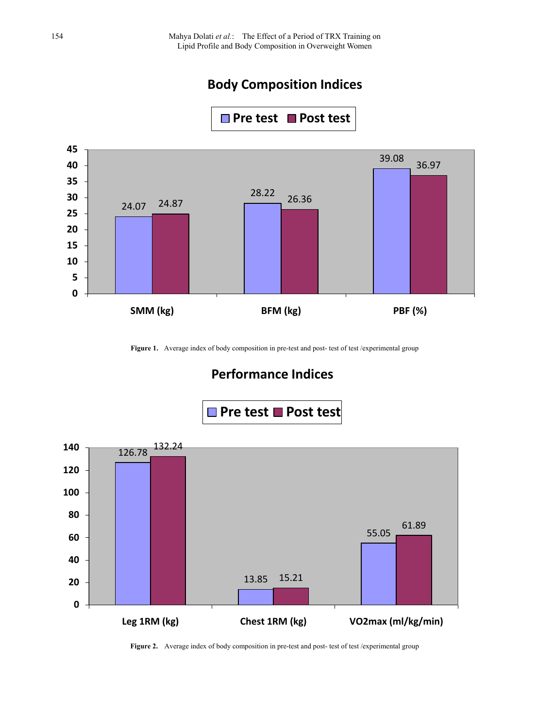**Body Composition Indices**

| | Pre test | Post test |
|---|---|---|
| SMM (kg) | 24.07 | 24.87 |
| BFM (kg) | 28.22 | 26.36 |
| PBF (%) | 39.08 | 36.97 |

**Figure 1.** Average index of body composition in pre-test and post- test of test /experimental group

**Performance Indices**

| | Pre test | Post test |
|---|---|---|
| Leg 1RM (kg) | 126.78 | 132.24 |
| Chest 1RM (kg) | 13.85 | 15.21 |
| VO2max (ml/kg/min) | 55.05 | 61.89 |

**Figure 2.** Average index of body composition in pre-test and post- test of test /experimental group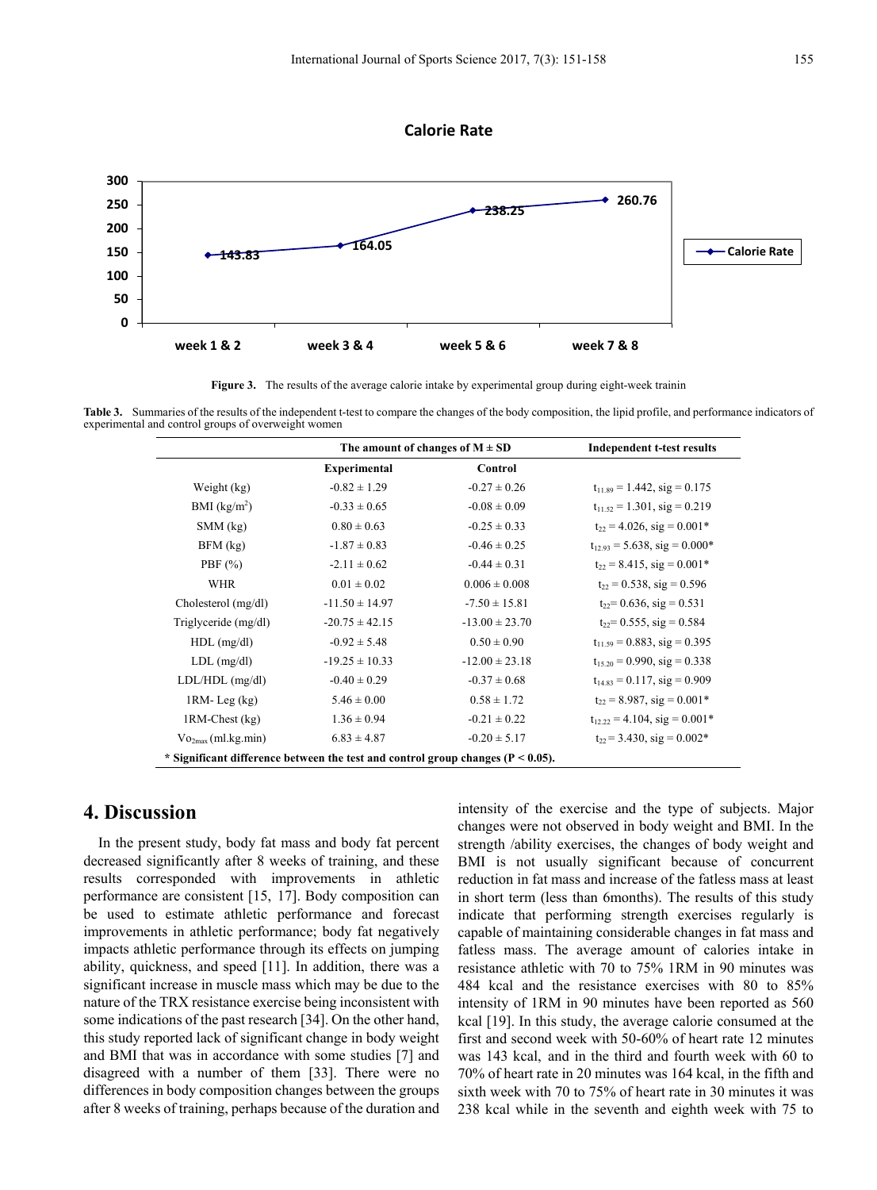Figure 3. The results of the average calorie intake by experimental group during eight-week trainin

Table 3. Summaries of the results of the independent t-test to compare the changes of the body composition, the lipid profile, and performance indicators of experimental and control groups of overweight women

| | The amount of changes of M ± SD | | Independent t-test results |
|---|---|---|---|
| | Experimental | Control | |
| Weight (kg) | -0.82 ± 1.29 | -0.27 ± 0.26 | $t_{11.89}$ = 1.442, sig = 0.175 |
| BMI (kg/m$^2$) | -0.33 ± 0.65 | -0.08 ± 0.09 | $t_{11.52}$ = 1.301, sig = 0.219 |
| SMM (kg) | 0.80 ± 0.63 | -0.25 ± 0.33 | $t_{22}$ = 4.026, sig = 0.001* |
| BFM (kg) | -1.87 ± 0.83 | -0.46 ± 0.25 | $t_{12.93}$ = 5.638, sig = 0.000* |
| PBF (%) | -2.11 ± 0.62 | -0.44 ± 0.31 | $t_{22}$ = 8.415, sig = 0.001* |
| WHR | 0.01 ± 0.02 | 0.006 ± 0.008 | $t_{22}$ = 0.538, sig = 0.596 |
| Cholesterol (mg/dl) | -11.50 ± 14.97 | -7.50 ± 15.81 | $t_{22}$= 0.636, sig = 0.531 |
| Triglyceride (mg/dl) | -20.75 ± 42.15 | -13.00 ± 23.70 | $t_{22}$= 0.555, sig = 0.584 |
| HDL (mg/dl) | -0.92 ± 5.48 | 0.50 ± 0.90 | $t_{11.59}$ = 0.883, sig = 0.395 |
| LDL (mg/dl) | -19.25 ± 10.33 | -12.00 ± 23.18 | $t_{15.20}$ = 0.990, sig = 0.338 |
| LDL/HDL (mg/dl) | -0.40 ± 0.29 | -0.37 ± 0.68 | $t_{14.83}$ = 0.117, sig = 0.909 |
| 1RM- Leg (kg) | 5.46 ± 0.00 | 0.58 ± 1.72 | $t_{22}$ = 8.987, sig = 0.001* |
| 1RM-Chest (kg) | 1.36 ± 0.94 | -0.21 ± 0.22 | $t_{12.22}$ = 4.104, sig = 0.001* |
| $Vo_{2max}$ (ml.kg.min) | 6.83 ± 4.87 | -0.20 ± 5.17 | $t_{22}$ = 3.430, sig = 0.002* |

**\* Significant difference between the test and control group changes ($P < 0.05$).**

# 4. Discussion

In the present study, body fat mass and body fat percent decreased significantly after 8 weeks of training, and these results corresponded with improvements in athletic performance are consistent [15, 17]. Body composition can be used to estimate athletic performance and forecast improvements in athletic performance; body fat negatively impacts athletic performance through its effects on jumping ability, quickness, and speed [11]. In addition, there was a significant increase in muscle mass which may be due to the nature of the TRX resistance exercise being inconsistent with some indications of the past research [34]. On the other hand, this study reported lack of significant change in body weight and BMI that was in accordance with some studies [7] and disagreed with a number of them [33]. There were no differences in body composition changes between the groups after 8 weeks of training, perhaps because of the duration and intensity of the exercise and the type of subjects. Major changes were not observed in body weight and BMI. In the strength /ability exercises, the changes of body weight and BMI is not usually significant because of concurrent reduction in fat mass and increase of the fatless mass at least in short term (less than 6months). The results of this study indicate that performing strength exercises regularly is capable of maintaining considerable changes in fat mass and fatless mass. The average amount of calories intake in resistance athletic with 70 to 75% 1RM in 90 minutes was 484 kcal and the resistance exercises with 80 to 85% intensity of 1RM in 90 minutes have been reported as 560 kcal [19]. In this study, the average calorie consumed at the first and second week with 50-60% of heart rate 12 minutes was 143 kcal, and in the third and fourth week with 60 to 70% of heart rate in 20 minutes was 164 kcal, in the fifth and sixth week with 70 to 75% of heart rate in 30 minutes it was 238 kcal while in the seventh and eighth week with 75 to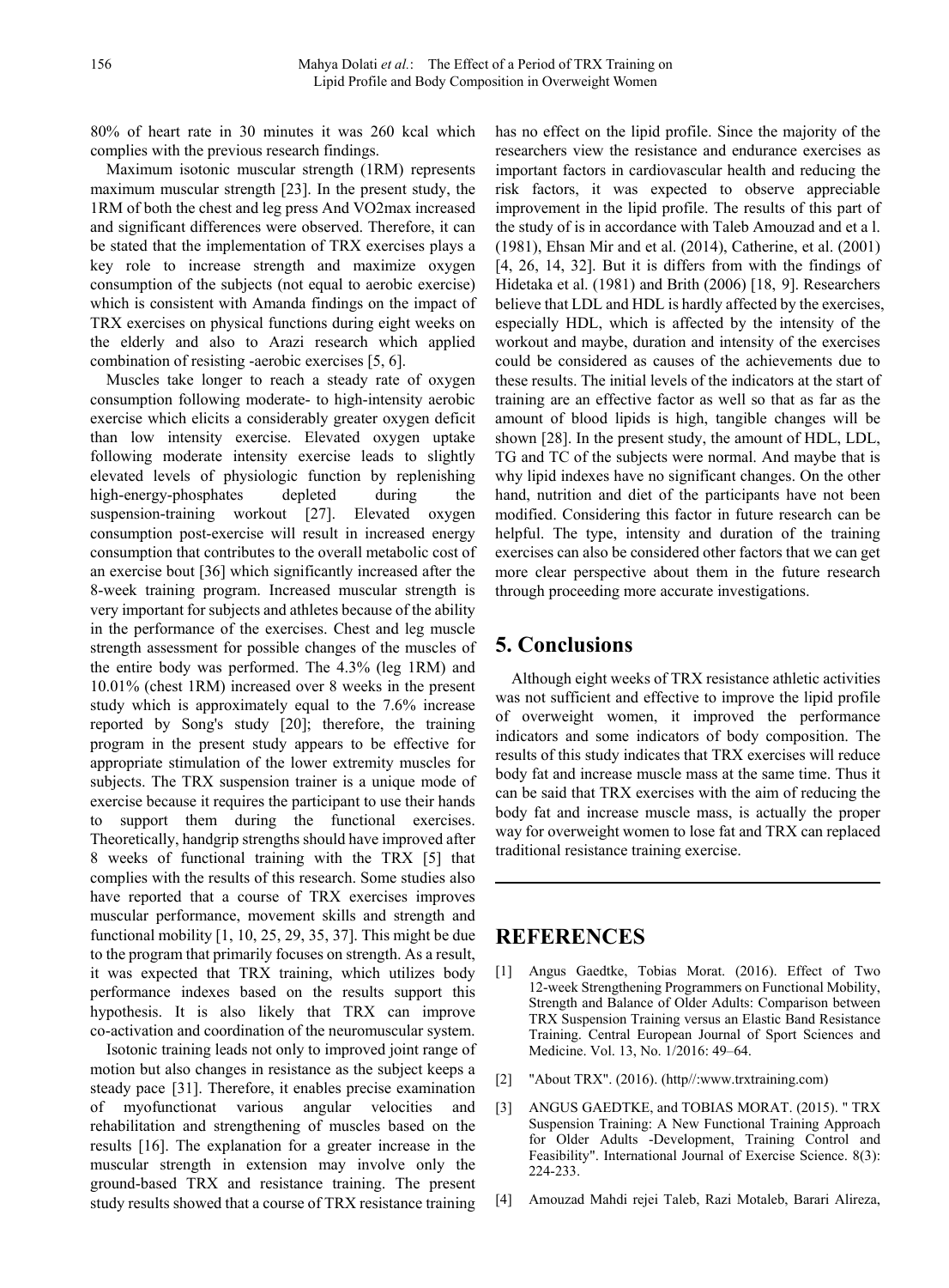80% of heart rate in 30 minutes it was 260 kcal which complies with the previous research findings.

Maximum isotonic muscular strength (1RM) represents maximum muscular strength [23]. In the present study, the 1RM of both the chest and leg press And VO2max increased and significant differences were observed. Therefore, it can be stated that the implementation of TRX exercises plays a key role to increase strength and maximize oxygen consumption of the subjects (not equal to aerobic exercise) which is consistent with Amanda findings on the impact of TRX exercises on physical functions during eight weeks on the elderly and also to Arazi research which applied combination of resisting -aerobic exercises [5, 6].

Muscles take longer to reach a steady rate of oxygen consumption following moderate- to high-intensity aerobic exercise which elicits a considerably greater oxygen deficit than low intensity exercise. Elevated oxygen uptake following moderate intensity exercise leads to slightly elevated levels of physiologic function by replenishing high-energy-phosphates depleted during the suspension-training workout [27]. Elevated oxygen consumption post-exercise will result in increased energy consumption that contributes to the overall metabolic cost of an exercise bout [36] which significantly increased after the 8-week training program. Increased muscular strength is very important for subjects and athletes because of the ability in the performance of the exercises. Chest and leg muscle strength assessment for possible changes of the muscles of the entire body was performed. The 4.3% (leg 1RM) and 10.01% (chest 1RM) increased over 8 weeks in the present study which is approximately equal to the 7.6% increase reported by Song's study [20]; therefore, the training program in the present study appears to be effective for appropriate stimulation of the lower extremity muscles for subjects. The TRX suspension trainer is a unique mode of exercise because it requires the participant to use their hands to support them during the functional exercises. Theoretically, handgrip strengths should have improved after 8 weeks of functional training with the TRX [5] that complies with the results of this research. Some studies also have reported that a course of TRX exercises improves muscular performance, movement skills and strength and functional mobility [1, 10, 25, 29, 35, 37]. This might be due to the program that primarily focuses on strength. As a result, it was expected that TRX training, which utilizes body performance indexes based on the results support this hypothesis. It is also likely that TRX can improve co-activation and coordination of the neuromuscular system.

Isotonic training leads not only to improved joint range of motion but also changes in resistance as the subject keeps a steady pace [31]. Therefore, it enables precise examination of myofunctionat various angular velocities and rehabilitation and strengthening of muscles based on the results [16]. The explanation for a greater increase in the muscular strength in extension may involve only the ground-based TRX and resistance training. The present study results showed that a course of TRX resistance training has no effect on the lipid profile. Since the majority of the researchers view the resistance and endurance exercises as important factors in cardiovascular health and reducing the risk factors, it was expected to observe appreciable improvement in the lipid profile. The results of this part of the study of is in accordance with Taleb Amouzad and et a l. (1981), Ehsan Mir and et al. (2014), Catherine, et al. (2001) [4, 26, 14, 32]. But it is differs from with the findings of Hidetaka et al. (1981) and Brith (2006) [18, 9]. Researchers believe that LDL and HDL is hardly affected by the exercises, especially HDL, which is affected by the intensity of the workout and maybe, duration and intensity of the exercises could be considered as causes of the achievements due to these results. The initial levels of the indicators at the start of training are an effective factor as well so that as far as the amount of blood lipids is high, tangible changes will be shown [28]. In the present study, the amount of HDL, LDL, TG and TC of the subjects were normal. And maybe that is why lipid indexes have no significant changes. On the other hand, nutrition and diet of the participants have not been modified. Considering this factor in future research can be helpful. The type, intensity and duration of the training exercises can also be considered other factors that we can get more clear perspective about them in the future research through proceeding more accurate investigations.

## 5. Conclusions

Although eight weeks of TRX resistance athletic activities was not sufficient and effective to improve the lipid profile of overweight women, it improved the performance indicators and some indicators of body composition. The results of this study indicates that TRX exercises will reduce body fat and increase muscle mass at the same time. Thus it can be said that TRX exercises with the aim of reducing the body fat and increase muscle mass, is actually the proper way for overweight women to lose fat and TRX can replaced traditional resistance training exercise.

## REFERENCES

[1] Angus Gaedtke, Tobias Morat. (2016). Effect of Two 12-week Strengthening Programmers on Functional Mobility, Strength and Balance of Older Adults: Comparison between TRX Suspension Training versus an Elastic Band Resistance Training. Central European Journal of Sport Sciences and Medicine. Vol. 13, No. 1/2016: 49–64.

[2] "About TRX". (2016). (http//:www.trxtraining.com)

[3] ANGUS GAEDTKE, and TOBIAS MORAT. (2015). " TRX Suspension Training: A New Functional Training Approach for Older Adults -Development, Training Control and Feasibility". International Journal of Exercise Science. 8(3): 224-233.

[4] Amouzad Mahdi rejei Taleb, Razi Motaleb, Barari Alireza,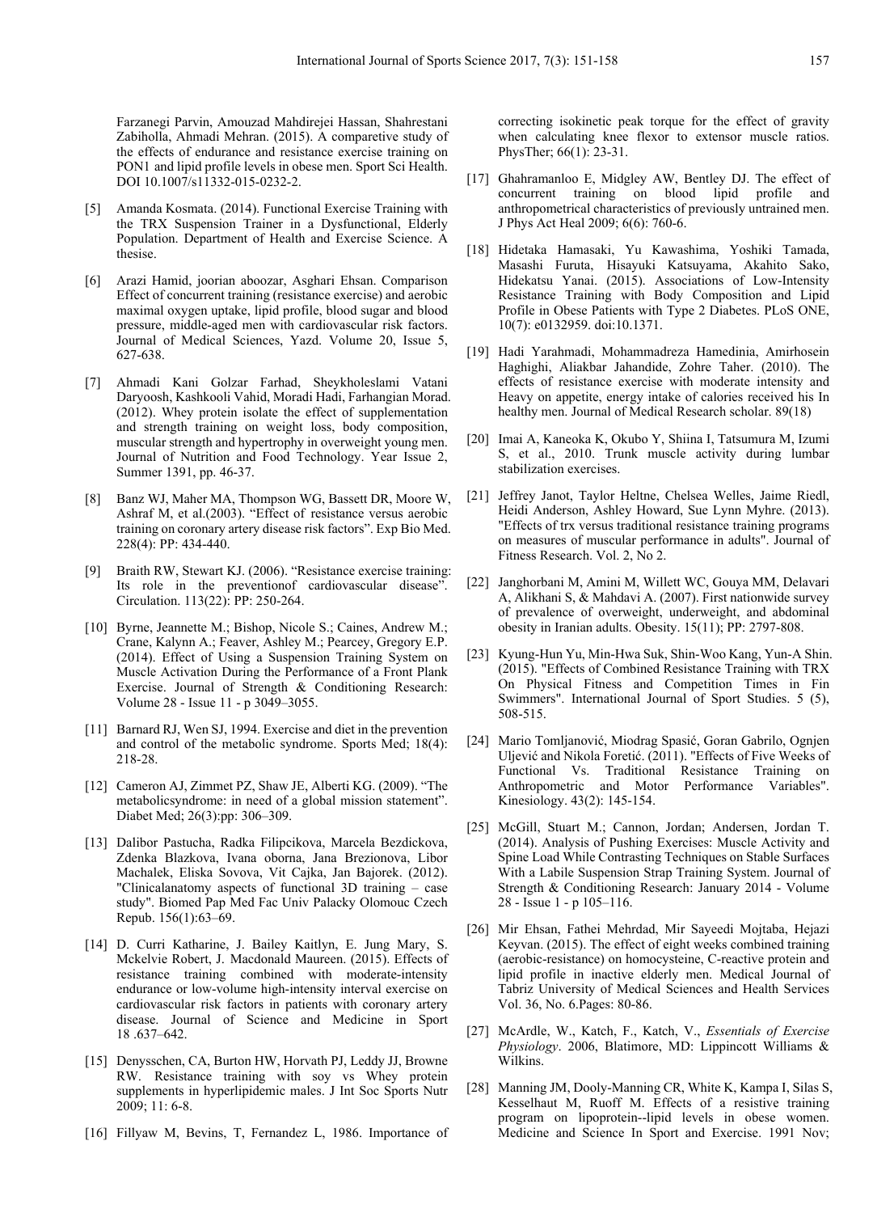Farzanegi Parvin, Amouzad Mahdirejei Hassan, Shahrestani Zabiholla, Ahmadi Mehran. (2015). A comparetive study of the effects of endurance and resistance exercise training on PON1 and lipid profile levels in obese men. Sport Sci Health. DOI 10.1007/s11332-015-0232-2.

[5] Amanda Kosmata. (2014). Functional Exercise Training with the TRX Suspension Trainer in a Dysfunctional, Elderly Population. Department of Health and Exercise Science. A thesise.

[6] Arazi Hamid, joorian aboozar, Asghari Ehsan. Comparison Effect of concurrent training (resistance exercise) and aerobic maximal oxygen uptake, lipid profile, blood sugar and blood pressure, middle-aged men with cardiovascular risk factors. Journal of Medical Sciences, Yazd. Volume 20, Issue 5, 627-638.

[7] Ahmadi Kani Golzar Farhad, Sheykholeslami Vatani Daryoosh, Kashkooli Vahid, Moradi Hadi, Farhangian Morad. (2012). Whey protein isolate the effect of supplementation and strength training on weight loss, body composition, muscular strength and hypertrophy in overweight young men. Journal of Nutrition and Food Technology. Year Issue 2, Summer 1391, pp. 46-37.

[8] Banz WJ, Maher MA, Thompson WG, Bassett DR, Moore W, Ashraf M, et al.(2003). "Effect of resistance versus aerobic training on coronary artery disease risk factors". Exp Bio Med. 228(4): PP: 434-440.

[9] Braith RW, Stewart KJ. (2006). "Resistance exercise training: Its role in the preventionof cardiovascular disease". Circulation. 113(22): PP: 250-264.

[10] Byrne, Jeannette M.; Bishop, Nicole S.; Caines, Andrew M.; Crane, Kalynn A.; Feaver, Ashley M.; Pearcey, Gregory E.P. (2014). Effect of Using a Suspension Training System on Muscle Activation During the Performance of a Front Plank Exercise. Journal of Strength & Conditioning Research: Volume 28 - Issue 11 - p 3049–3055.

[11] Barnard RJ, Wen SJ, 1994. Exercise and diet in the prevention and control of the metabolic syndrome. Sports Med; 18(4): 218-28.

[12] Cameron AJ, Zimmet PZ, Shaw JE, Alberti KG. (2009). "The metabolicsyndrome: in need of a global mission statement". Diabet Med; 26(3):pp: 306–309.

[13] Dalibor Pastucha, Radka Filipcikova, Marcela Bezdickova, Zdenka Blazkova, Ivana oborna, Jana Brezionova, Libor Machalek, Eliska Sovova, Vit Cajka, Jan Bajorek. (2012). "Clinicalanatomy aspects of functional 3D training – case study". Biomed Pap Med Fac Univ Palacky Olomouc Czech Repub. 156(1):63–69.

[14] D. Curri Katharine, J. Bailey Kaitlyn, E. Jung Mary, S. Mckelvie Robert, J. Macdonald Maureen. (2015). Effects of resistance training combined with moderate-intensity endurance or low-volume high-intensity interval exercise on cardiovascular risk factors in patients with coronary artery disease. Journal of Science and Medicine in Sport 18 .637–642.

[15] Denysschen, CA, Burton HW, Horvath PJ, Leddy JJ, Browne RW. Resistance training with soy vs Whey protein supplements in hyperlipidemic males. J Int Soc Sports Nutr 2009; 11: 6-8.

[16] Fillyaw M, Bevins, T, Fernandez L, 1986. Importance of correcting isokinetic peak torque for the effect of gravity when calculating knee flexor to extensor muscle ratios. PhysTher; 66(1): 23-31.

[17] Ghahramanloo E, Midgley AW, Bentley DJ. The effect of concurrent training on blood lipid profile and anthropometrical characteristics of previously untrained men. J Phys Act Heal 2009; 6(6): 760-6.

[18] Hidetaka Hamasaki, Yu Kawashima, Yoshiki Tamada, Masashi Furuta, Hisayuki Katsuyama, Akahito Sako, Hidekatsu Yanai. (2015). Associations of Low-Intensity Resistance Training with Body Composition and Lipid Profile in Obese Patients with Type 2 Diabetes. PLoS ONE, 10(7): e0132959. doi:10.1371.

[19] Hadi Yarahmadi, Mohammadreza Hamedinia, Amirhosein Haghighi, Aliakbar Jahandide, Zohre Taher. (2010). The effects of resistance exercise with moderate intensity and Heavy on appetite, energy intake of calories received his In healthy men. Journal of Medical Research scholar. 89(18)

[20] Imai A, Kaneoka K, Okubo Y, Shiina I, Tatsumura M, Izumi S, et al., 2010. Trunk muscle activity during lumbar stabilization exercises.

[21] Jeffrey Janot, Taylor Heltne, Chelsea Welles, Jaime Riedl, Heidi Anderson, Ashley Howard, Sue Lynn Myhre. (2013). "Effects of trx versus traditional resistance training programs on measures of muscular performance in adults". Journal of Fitness Research. Vol. 2, No 2.

[22] Janghorbani M, Amini M, Willett WC, Gouya MM, Delavari A, Alikhani S, & Mahdavi A. (2007). First nationwide survey of prevalence of overweight, underweight, and abdominal obesity in Iranian adults. Obesity. 15(11); PP: 2797-808.

[23] Kyung-Hun Yu, Min-Hwa Suk, Shin-Woo Kang, Yun-A Shin. (2015). "Effects of Combined Resistance Training with TRX On Physical Fitness and Competition Times in Fin Swimmers". International Journal of Sport Studies. 5 (5), 508-515.

[24] Mario Tomljanović, Miodrag Spasić, Goran Gabrilo, Ognjen Uljević and Nikola Foretić. (2011). "Effects of Five Weeks of Functional Vs. Traditional Resistance Training on Anthropometric and Motor Performance Variables". Kinesiology. 43(2): 145-154.

[25] McGill, Stuart M.; Cannon, Jordan; Andersen, Jordan T. (2014). Analysis of Pushing Exercises: Muscle Activity and Spine Load While Contrasting Techniques on Stable Surfaces With a Labile Suspension Strap Training System. Journal of Strength & Conditioning Research: January 2014 - Volume 28 - Issue 1 - p 105–116.

[26] Mir Ehsan, Fathei Mehrdad, Mir Sayeedi Mojtaba, Hejazi Keyvan. (2015). The effect of eight weeks combined training (aerobic-resistance) on homocysteine, C-reactive protein and lipid profile in inactive elderly men. Medical Journal of Tabriz University of Medical Sciences and Health Services Vol. 36, No. 6.Pages: 80-86.

[27] McArdle, W., Katch, F., Katch, V., *Essentials of Exercise Physiology*. 2006, Blatimore, MD: Lippincott Williams & Wilkins.

[28] Manning JM, Dooly-Manning CR, White K, Kampa I, Silas S, Kesselhaut M, Ruoff M. Effects of a resistive training program on lipoprotein--lipid levels in obese women. Medicine and Science In Sport and Exercise. 1991 Nov;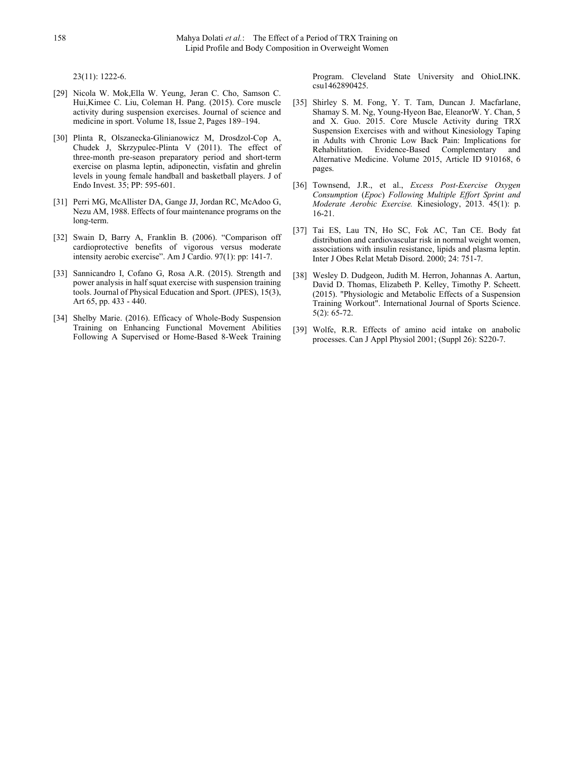23(11): 1222-6.

[29] Nicola W. Mok,Ella W. Yeung, Jeran C. Cho, Samson C. Hui,Kimee C. Liu, Coleman H. Pang. (2015). Core muscle activity during suspension exercises. Journal of science and medicine in sport. Volume 18, Issue 2, Pages 189–194.

[30] Plinta R, Olszanecka-Glinianowicz M, Drosdzol-Cop A, Chudek J, Skrzypulec-Plinta V (2011). The effect of three-month pre-season preparatory period and short-term exercise on plasma leptin, adiponectin, visfatin and ghrelin levels in young female handball and basketball players. J of Endo Invest. 35; PP: 595-601.

[31] Perri MG, McAllister DA, Gange JJ, Jordan RC, McAdoo G, Nezu AM, 1988. Effects of four maintenance programs on the long-term.

[32] Swain D, Barry A, Franklin B. (2006). "Comparison off cardioprotective benefits of vigorous versus moderate intensity aerobic exercise". Am J Cardio. 97(1): pp: 141-7.

[33] Sannicandro I, Cofano G, Rosa A.R. (2015). Strength and power analysis in half squat exercise with suspension training tools. Journal of Physical Education and Sport. (JPES), 15(3), Art 65, pp. 433 - 440.

[34] Shelby Marie. (2016). Efficacy of Whole-Body Suspension Training on Enhancing Functional Movement Abilities Following A Supervised or Home-Based 8-Week Training Program. Cleveland State University and OhioLINK. csu1462890425.

[35] Shirley S. M. Fong, Y. T. Tam, Duncan J. Macfarlane, Shamay S. M. Ng, Young-Hyeon Bae, EleanorW. Y. Chan, 5 and X. Guo. 2015. Core Muscle Activity during TRX Suspension Exercises with and without Kinesiology Taping in Adults with Chronic Low Back Pain: Implications for Rehabilitation. Evidence-Based Complementary and Alternative Medicine. Volume 2015, Article ID 910168, 6 pages.

[36] Townsend, J.R., et al., *Excess Post-Exercise Oxygen Consumption (Epoc) Following Multiple Effort Sprint and Moderate Aerobic Exercise.* Kinesiology, 2013. 45(1): p. 16-21.

[37] Tai ES, Lau TN, Ho SC, Fok AC, Tan CE. Body fat distribution and cardiovascular risk in normal weight women, associations with insulin resistance, lipids and plasma leptin. Inter J Obes Relat Metab Disord. 2000; 24: 751-7.

[38] Wesley D. Dudgeon, Judith M. Herron, Johannas A. Aartun, David D. Thomas, Elizabeth P. Kelley, Timothy P. Scheett. (2015). "Physiologic and Metabolic Effects of a Suspension Training Workout". International Journal of Sports Science. 5(2): 65-72.

[39] Wolfe, R.R. Effects of amino acid intake on anabolic processes. Can J Appl Physiol 2001; (Suppl 26): S220-7.